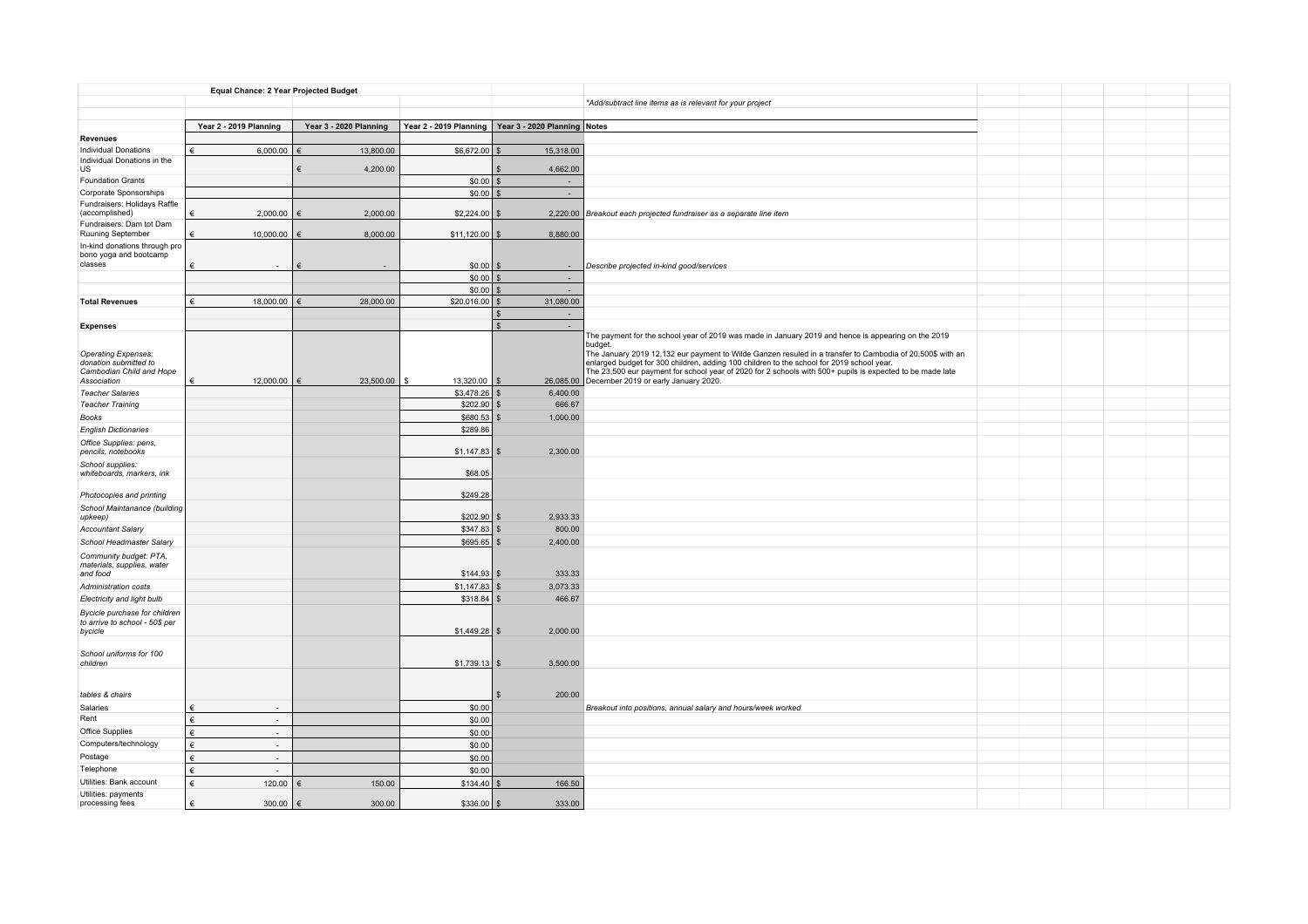## Equal Chance: 2 Year Projected Budget

*Add/subtract line items as is relevant for your project

| | Year 2 - 2019 Planning | Year 3 - 2020 Planning | Year 2 - 2019 Planning | Year 3 - 2020 Planning | Notes |
|---|---|---|---|---|---|
| **Revenues** | | | | | |
| Individual Donations | € 6,000.00 | € 13,800.00 | $6,672.00 | $ 15,318.00 | |
| Individual Donations in the US | | € 4,200.00 | | $ 4,662.00 | |
| Foundation Grants | | | $0.00 | $ - | |
| Corporate Sponsorships | | | $0.00 | $ - | |
| Fundraisers: Holidays Raffle (accomplished) | € 2,000.00 | € 2,000.00 | $2,224.00 | $ 2,220.00 | Breakout each projected fundraiser as a separate line item |
| Fundraisers: Dam tot Dam Ruuning September | € 10,000.00 | € 8,000.00 | $11,120.00 | $ 8,880.00 | |
| In-kind donations through pro bono yoga and bootcamp classes | € - | € - | $0.00 | $ - | Describe projected in-kind good/services |
| | | | $0.00 | $ - | |
| | | | $0.00 | $ - | |
| **Total Revenues** | € 18,000.00 | € 28,000.00 | $20,016.00 | $ 31,080.00 | |
| | | | | $ - | |
| **Expenses** | | | | $ - | |
| *Operating Expenses: donation submitted to Cambodian Child and Hope Association* | € 12,000.00 | € 23,500.00 | $ 13,320.00 | $ 26,085.00 | The payment for the school year of 2019 was made in January 2019 and hence is appearing on the 2019 budget. The January 2019 12,132 eur payment to Wilde Ganzen resuled in a transfer to Cambodia of 20,500$ with an enlarged budget for 300 children, adding 100 children to the school for 2019 school year. The 23,500 eur payment for school year of 2020 for 2 schools with 500+ pupils is expected to be made late December 2019 or early January 2020. |
| *Teacher Salaries* | | | $3,478.26 | $ 6,400.00 | |
| *Teacher Training* | | | $202.90 | $ 666.67 | |
| *Books* | | | $680.53 | $ 1,000.00 | |
| *English Dictionaries* | | | $289.86 | | |
| *Office Supplies: pens, pencils, notebooks* | | | $1,147.83 | $ 2,300.00 | |
| *School supplies: whiteboards, markers, ink* | | | $68.05 | | |
| *Photocopies and printing* | | | $249.28 | | |
| *School Maintanance (building upkeep)* | | | $202.90 | $ 2,933.33 | |
| *Accountant Salary* | | | $347.83 | $ 800.00 | |
| *School Headmaster Salary* | | | $695.65 | $ 2,400.00 | |
| *Community budget: PTA, materials, supplies, water and food* | | | $144.93 | $ 333.33 | |
| *Administration costs* | | | $1,147.83 | $ 3,073.33 | |
| *Electricity and light bulb* | | | $318.84 | $ 466.67 | |
| *Bycicle purchase for children to arrive to school - 50$ per bycicle* | | | $1,449.28 | $ 2,000.00 | |
| *School uniforms for 100 children* | | | $1,739.13 | $ 3,500.00 | |
| *tables & chairs* | | | | $ 200.00 | |
| Salaries | € - | | $0.00 | | *Breakout into positions, annual salary and hours/week worked* |
| Rent | € - | | $0.00 | | |
| Office Supplies | € - | | $0.00 | | |
| Computers/technology | € - | | $0.00 | | |
| Postage | € - | | $0.00 | | |
| Telephone | € - | | $0.00 | | |
| Utilities: Bank account | € 120.00 | € 150.00 | $134.40 | $ 166.50 | |
| Utilities: payments processing fees | € 300.00 | € 300.00 | $336.00 | $ 333.00 | |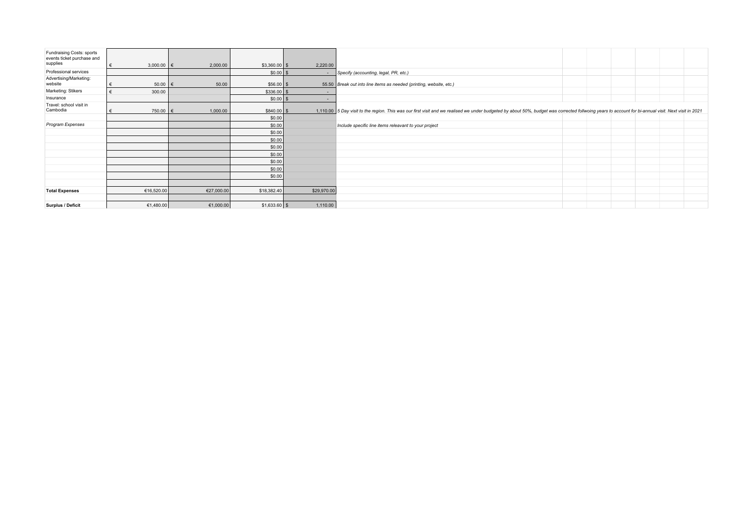| | | | | | | | | | | | |
|---|---|---|---|---|---|---|---|---|---|---|---|
| Fundraising Costs: sports events ticket purchase and supplies | € 3,000.00 | € 2,000.00 | $3,360.00 | $ 2,220.00 | | | | | | | |
| Professional services | | | $0.00 | $ - | *Specify (accounting, legal, PR, etc.)* | | | | | | |
| Advertising/Marketing: website | € 50.00 | € 50.00 | $56.00 | $ 55.50 | *Break out into line items as needed (printing, website, etc.)* | | | | | | |
| Marketing: Stikers | € 300.00 | | $336.00 | $ - | | | | | | | |
| Insurance | | | $0.00 | $ - | | | | | | | |
| Travel: school visit in Cambodia | € 750.00 | € 1,000.00 | $840.00 | $ 1,110.00 | *5 Day visit to the region. This was our first visit and we realised we under budgeted by about 50%, budget was corrected follwoing years to account for bi-annual visit. Next visit in 2021* | | | | | | |
| | | | $0.00 | | | | | | | | |
| *Program Expenses* | | | $0.00 | | *Include specific line items releavant to your project* | | | | | | |
| | | | $0.00 | | | | | | | | |
| | | | $0.00 | | | | | | | | |
| | | | $0.00 | | | | | | | | |
| | | | $0.00 | | | | | | | | |
| | | | $0.00 | | | | | | | | |
| | | | $0.00 | | | | | | | | |
| | | | $0.00 | | | | | | | | |
| | | | | | | | | | | | |
| **Total Expenses** | €16,520.00 | €27,000.00 | $18,382.40 | $29,970.00 | | | | | | | |
| | | | | | | | | | | | |
| **Surplus / Deficit** | €1,480.00 | €1,000.00 | $1,633.60 | $ 1,110.00 | | | | | | | |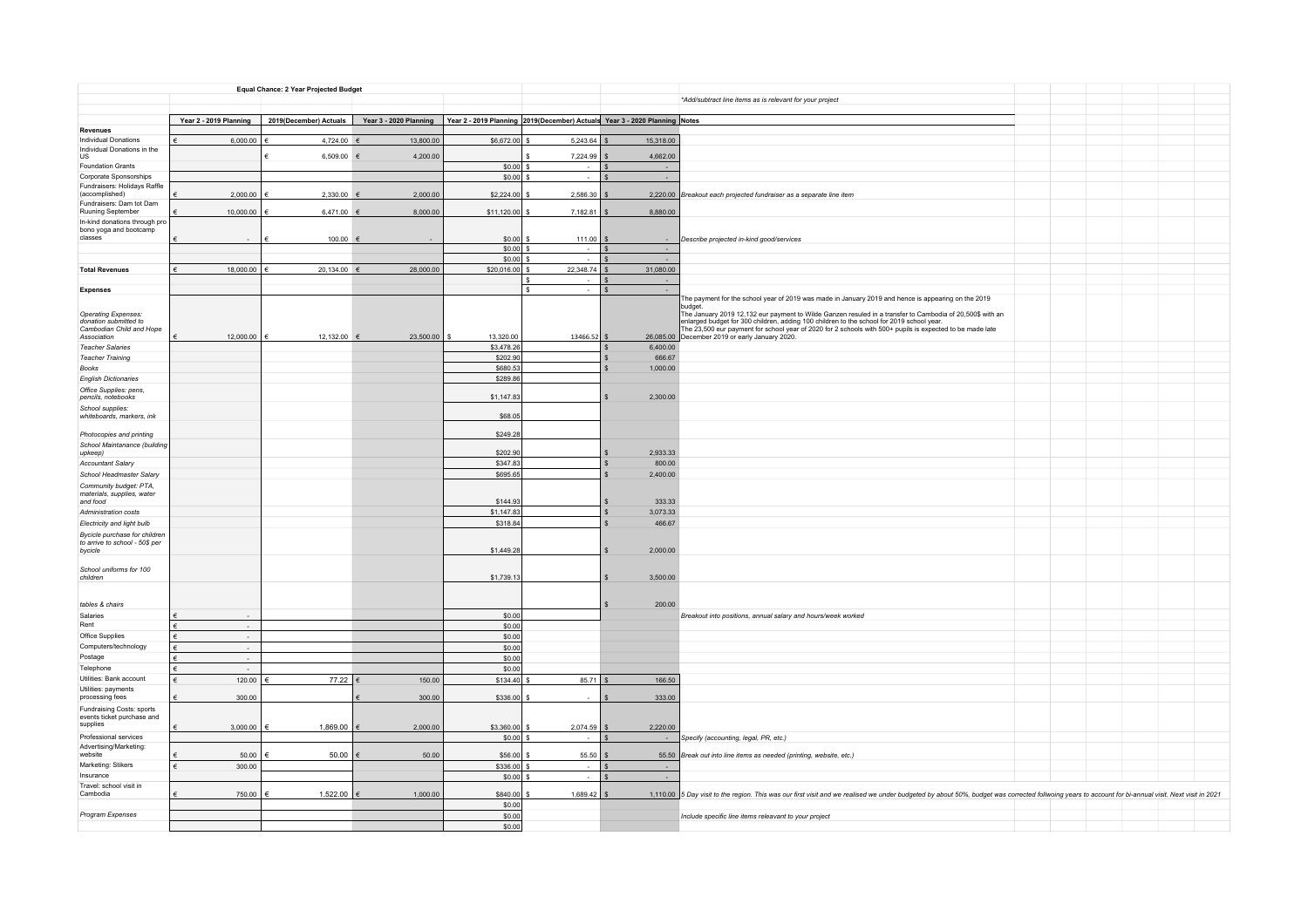**Equal Chance: 2 Year Projected Budget**

*Add/subtract line items as is relevant for your project*

| | Year 2 - 2019 Planning | 2019(December) Actuals | Year 3 - 2020 Planning | Year 2 - 2019 Planning | 2019(December) Actuals | Year 3 - 2020 Planning | Notes |
|---|---|---|---|---|---|---|---|
| **Revenues** | | | | | | | |
| Individual Donations | € 6,000.00 | € 4,724.00 | € 13,800.00 | $6,672.00 | $ 5,243.64 | $ 15,318.00 | |
| Individual Donations in the US | | € 6,509.00 | € 4,200.00 | | $ 7,224.99 | $ 4,662.00 | |
| Foundation Grants | | | | $0.00 | $ - | $ - | |
| Corporate Sponsorships | | | | $0.00 | $ - | $ - | |
| Fundraisers: Holidays Raffle (accomplished) | € 2,000.00 | € 2,330.00 | € 2,000.00 | $2,224.00 | $ 2,586.30 | $ 2,220.00 | *Breakout each projected fundraiser as a separate line item* |
| Fundraisers: Dam tot Dam Ruuning September | € 10,000.00 | € 6,471.00 | € 8,000.00 | $11,120.00 | $ 7,182.81 | $ 8,880.00 | |
| In-kind donations through pro bono yoga and bootcamp classes | € - | € 100.00 | € - | $0.00 | $ 111.00 | $ - | *Describe projected in-kind good/services* |
| | | | | $0.00 | $ - | $ - | |
| | | | | $0.00 | $ - | $ - | |
| **Total Revenues** | € 18,000.00 | € 20,134.00 | € 28,000.00 | $20,016.00 | $ 22,348.74 | $ 31,080.00 | |
| | | | | | $ - | $ - | |
| **Expenses** | | | | | $ - | $ - | |
| *Operating Expenses: donation submitted to Cambodian Child and Hope Association* | € 12,000.00 | € 12,132.00 | € 23,500.00 | $ 13,320.00 | 13466.52 | $ 26,085.00 | The payment for the school year of 2019 was made in January 2019 and hence is appearing on the 2019 budget. The January 2019 12,132 eur payment to Wilde Ganzen resuled in a transfer to Cambodia of 20,500$ with an enlarged budget for 300 children, adding 100 children to the school for 2019 school year. The 23,500 eur payment for school year of 2020 for 2 schools with 500+ pupils is expected to be made late December 2019 or early January 2020. |
| *Teacher Salaries* | | | | $3,478.26 | | $ 6,400.00 | |
| *Teacher Training* | | | | $202.90 | | $ 666.67 | |
| *Books* | | | | $680.53 | | $ 1,000.00 | |
| *English Dictionaries* | | | | $289.86 | | | |
| *Office Supplies: pens, pencils, notebooks* | | | | $1,147.83 | | $ 2,300.00 | |
| *School supplies: whiteboards, markers, ink* | | | | $68.05 | | | |
| *Photocopies and printing* | | | | $249.28 | | | |
| *School Maintanance (building upkeep)* | | | | $202.90 | | $ 2,933.33 | |
| *Accountant Salary* | | | | $347.83 | | $ 800.00 | |
| *School Headmaster Salary* | | | | $695.65 | | $ 2,400.00 | |
| *Community budget: PTA, materials, supplies, water and food* | | | | $144.93 | | $ 333.33 | |
| *Administration costs* | | | | $1,147.83 | | $ 3,073.33 | |
| *Electricity and light bulb* | | | | $318.84 | | $ 466.67 | |
| *Bycicle purchase for children to arrive to school - 50$ per bycicle* | | | | $1,449.28 | | $ 2,000.00 | |
| *School uniforms for 100 children* | | | | $1,739.13 | | $ 3,500.00 | |
| *tables & chairs* | | | | | | $ 200.00 | |
| Salaries | € - | | | $0.00 | | | *Breakout into positions, annual salary and hours/week worked* |
| Rent | € - | | | $0.00 | | | |
| Office Supplies | € - | | | $0.00 | | | |
| Computers/technology | € - | | | $0.00 | | | |
| Postage | € - | | | $0.00 | | | |
| Telephone | € - | | | $0.00 | | | |
| Utilities: Bank account | € 120.00 | € 77.22 | € 150.00 | $134.40 | $ 85.71 | $ 166.50 | |
| Utilities: payments processing fees | € 300.00 | | € 300.00 | $336.00 | $ - | $ 333.00 | |
| Fundraising Costs: sports events ticket purchase and supplies | € 3,000.00 | € 1,869.00 | € 2,000.00 | $3,360.00 | $ 2,074.59 | $ 2,220.00 | |
| Professional services | | | | $0.00 | $ - | $ - | *Specify (accounting, legal, PR, etc.)* |
| Advertising/Marketing: website | € 50.00 | € 50.00 | € 50.00 | $56.00 | $ 55.50 | $ 55.50 | *Break out into line items as needed (printing, website, etc.)* |
| Marketing: Stikers | € 300.00 | | | $336.00 | $ - | $ - | |
| Insurance | | | | $0.00 | $ - | $ - | |
| Travel: school visit in Cambodia | € 750.00 | € 1,522.00 | € 1,000.00 | $840.00 | $ 1,689.42 | $ 1,110.00 | *5 Day visit to the region. This was our first visit and we realised we under budgeted by about 50%, budget was corrected follwoing years to account for bi-annual visit. Next visit in 2021* |
| | | | | $0.00 | | | |
| *Program Expenses* | | | | $0.00 | | | *Include specific line items releavant to your project* |
| | | | | $0.00 | | | |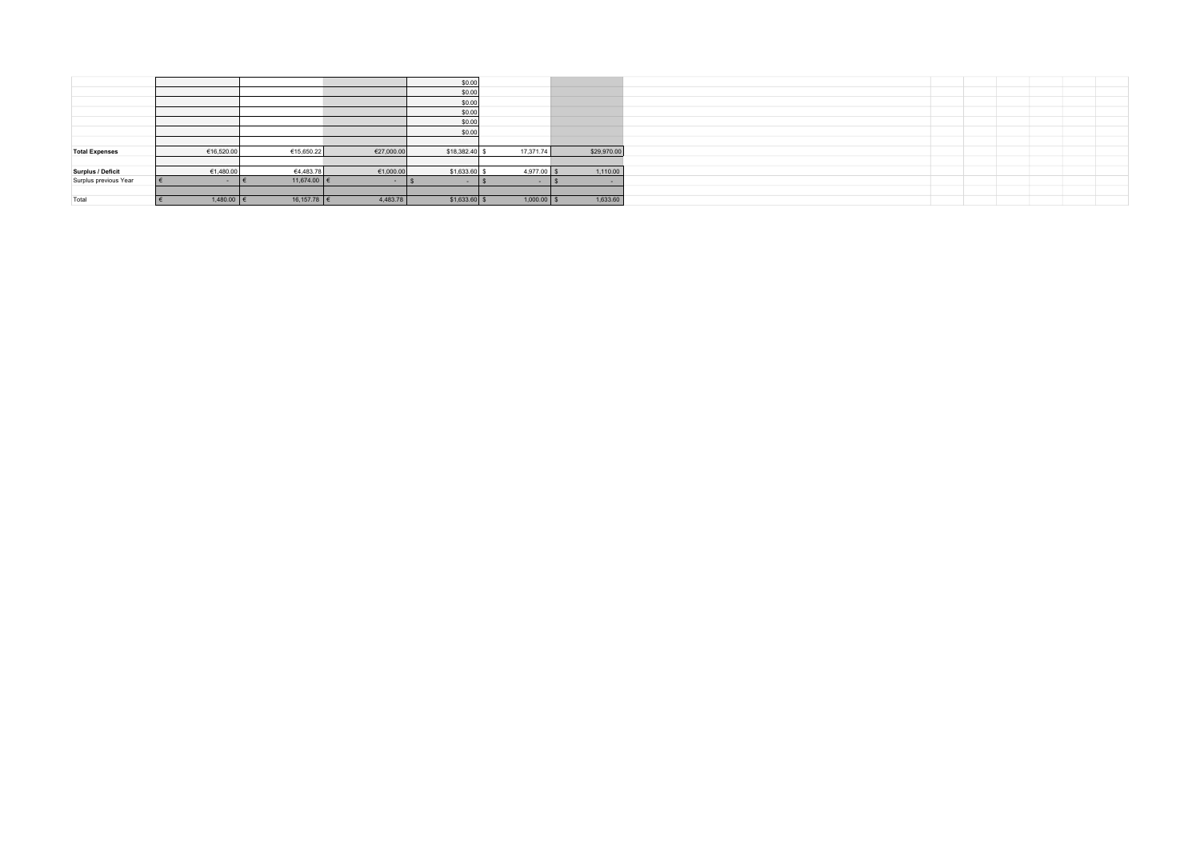| | | | | | | |
|---|---|---|---|---|---|---|
| | | | | $0.00 | | |
| | | | | $0.00 | | |
| | | | | $0.00 | | |
| | | | | $0.00 | | |
| | | | | $0.00 | | |
| | | | | $0.00 | | |
| | | | | | | |
| **Total Expenses** | €16,520.00 | €15,650.22 | €27,000.00 | $18,382.40 | $ 17,371.74 | $29,970.00 |
| | | | | | | |
| **Surplus / Deficit** | €1,480.00 | €4,483.78 | €1,000.00 | $1,633.60 | $ 4,977.00 | $ 1,110.00 |
| Surplus previous Year | € - | € 11,674.00 | € - | $ - | $ - | $ - |
| | | | | | | |
| Total | € 1,480.00 | € 16,157.78 | € 4,483.78 | $1,633.60 | $ 1,000.00 | $ 1,633.60 |